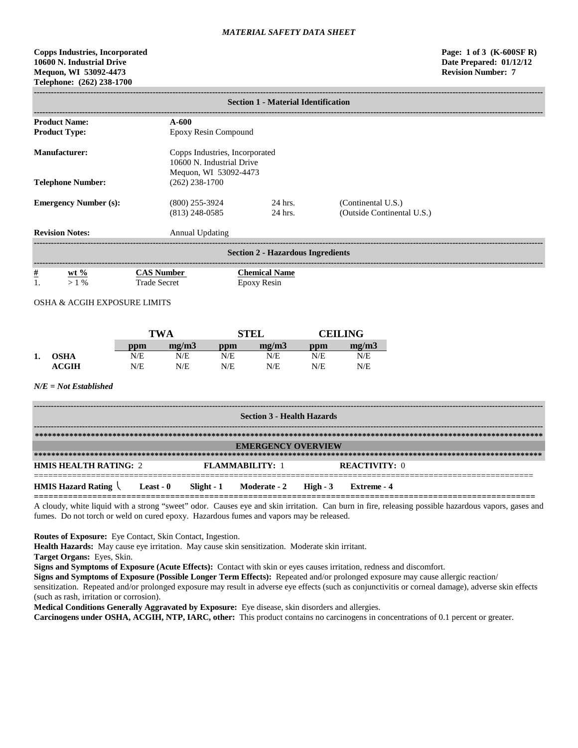*MATERIAL SAFETY DATA SHEET*

**Copps Industries, Incorporated**
**10600 N. Industrial Drive**
**Mequon, WI 53092-4473**
**Telephone: (262) 238-1700**

**Page: 1 of 3 (K-600SF R)**
**Date Prepared: 01/12/12**
**Revision Number: 7**

## Section 1 - Material Identification

| | | | |
|---|---|---|---|
| **Product Name:** | **A-600** | | |
| **Product Type:** | Epoxy Resin Compound | | |
| **Manufacturer:** | Copps Industries, Incorporated<br>10600 N. Industrial Drive<br>Mequon, WI 53092-4473 | | |
| **Telephone Number:** | (262) 238-1700 | | |
| **Emergency Number (s):** | (800) 255-3924 | 24 hrs. | (Continental U.S.) |
| | (813) 248-0585 | 24 hrs. | (Outside Continental U.S.) |
| **Revision Notes:** | Annual Updating | | |

## Section 2 - Hazardous Ingredients

| # | wt % | CAS Number | Chemical Name |
|---|---|---|---|
| 1. | > 1 % | Trade Secret | Epoxy Resin |

OSHA & ACGIH EXPOSURE LIMITS

| | | TWA | | STEL | | CEILING | |
|---|---|---|---|---|---|---|---|
| | | ppm | mg/m3 | ppm | mg/m3 | ppm | mg/m3 |
| 1. | OSHA | N/E | N/E | N/E | N/E | N/E | N/E |
| | ACGIH | N/E | N/E | N/E | N/E | N/E | N/E |

*N/E = Not Established*

## Section 3 - Health Hazards

### EMERGENCY OVERVIEW

**HMIS HEALTH RATING:** 2 **FLAMMABILITY:** 1 **REACTIVITY:** 0

**HMIS Hazard Rating** \ **Least - 0** **Slight - 1** **Moderate - 2** **High - 3** **Extreme - 4**

A cloudy, white liquid with a strong "sweet" odor. Causes eye and skin irritation. Can burn in fire, releasing possible hazardous vapors, gases and fumes. Do not torch or weld on cured epoxy. Hazardous fumes and vapors may be released.

**Routes of Exposure:** Eye Contact, Skin Contact, Ingestion.

**Health Hazards:** May cause eye irritation. May cause skin sensitization. Moderate skin irritant.

**Target Organs:** Eyes, Skin.

**Signs and Symptoms of Exposure (Acute Effects):** Contact with skin or eyes causes irritation, redness and discomfort.

**Signs and Symptoms of Exposure (Possible Longer Term Effects):** Repeated and/or prolonged exposure may cause allergic reaction/ sensitization. Repeated and/or prolonged exposure may result in adverse eye effects (such as conjunctivitis or corneal damage), adverse skin effects (such as rash, irritation or corrosion).

**Medical Conditions Generally Aggravated by Exposure:** Eye disease, skin disorders and allergies.

**Carcinogens under OSHA, ACGIH, NTP, IARC, other:** This product contains no carcinogens in concentrations of 0.1 percent or greater.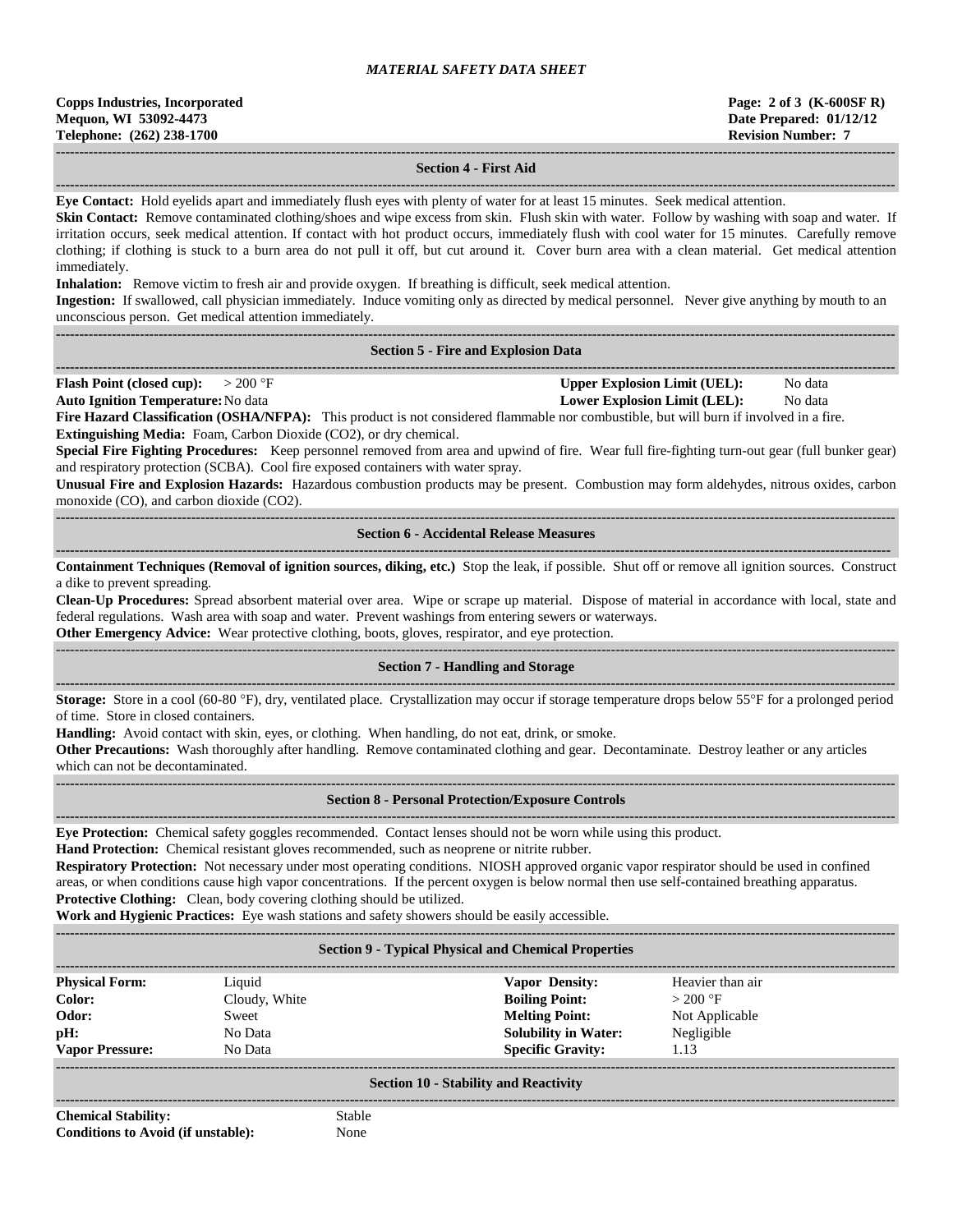## Section 4 - First Aid

**Eye Contact:** Hold eyelids apart and immediately flush eyes with plenty of water for at least 15 minutes. Seek medical attention.

**Skin Contact:** Remove contaminated clothing/shoes and wipe excess from skin. Flush skin with water. Follow by washing with soap and water. If irritation occurs, seek medical attention. If contact with hot product occurs, immediately flush with cool water for 15 minutes. Carefully remove clothing; if clothing is stuck to a burn area do not pull it off, but cut around it. Cover burn area with a clean material. Get medical attention immediately.

**Inhalation:** Remove victim to fresh air and provide oxygen. If breathing is difficult, seek medical attention.

**Ingestion:** If swallowed, call physician immediately. Induce vomiting only as directed by medical personnel. Never give anything by mouth to an unconscious person. Get medical attention immediately.

## Section 5 - Fire and Explosion Data

| | | | |
|---|---|---|---|
| **Flash Point (closed cup):** | > 200 °F | **Upper Explosion Limit (UEL):** | No data |
| **Auto Ignition Temperature:** | No data | **Lower Explosion Limit (LEL):** | No data |

**Fire Hazard Classification (OSHA/NFPA):** This product is not considered flammable nor combustible, but will burn if involved in a fire.

**Extinguishing Media:** Foam, Carbon Dioxide ($CO_2$), or dry chemical.

**Special Fire Fighting Procedures:** Keep personnel removed from area and upwind of fire. Wear full fire-fighting turn-out gear (full bunker gear) and respiratory protection (SCBA). Cool fire exposed containers with water spray.

**Unusual Fire and Explosion Hazards:** Hazardous combustion products may be present. Combustion may form aldehydes, nitrous oxides, carbon monoxide (CO), and carbon dioxide ($CO_2$).

## Section 6 - Accidental Release Measures

**Containment Techniques (Removal of ignition sources, diking, etc.)** Stop the leak, if possible. Shut off or remove all ignition sources. Construct a dike to prevent spreading.

**Clean-Up Procedures:** Spread absorbent material over area. Wipe or scrape up material. Dispose of material in accordance with local, state and federal regulations. Wash area with soap and water. Prevent washings from entering sewers or waterways.

**Other Emergency Advice:** Wear protective clothing, boots, gloves, respirator, and eye protection.

## Section 7 - Handling and Storage

**Storage:** Store in a cool (60-80 °F), dry, ventilated place. Crystallization may occur if storage temperature drops below 55°F for a prolonged period of time. Store in closed containers.

**Handling:** Avoid contact with skin, eyes, or clothing. When handling, do not eat, drink, or smoke.

**Other Precautions:** Wash thoroughly after handling. Remove contaminated clothing and gear. Decontaminate. Destroy leather or any articles which can not be decontaminated.

## Section 8 - Personal Protection/Exposure Controls

**Eye Protection:** Chemical safety goggles recommended. Contact lenses should not be worn while using this product.

**Hand Protection:** Chemical resistant gloves recommended, such as neoprene or nitrite rubber.

**Respiratory Protection:** Not necessary under most operating conditions. NIOSH approved organic vapor respirator should be used in confined areas, or when conditions cause high vapor concentrations. If the percent oxygen is below normal then use self-contained breathing apparatus.

**Protective Clothing:** Clean, body covering clothing should be utilized.

**Work and Hygienic Practices:** Eye wash stations and safety showers should be easily accessible.

## Section 9 - Typical Physical and Chemical Properties

| | | | |
|---|---|---|---|
| **Physical Form:** | Liquid | **Vapor Density:** | Heavier than air |
| **Color:** | Cloudy, White | **Boiling Point:** | > 200 °F |
| **Odor:** | Sweet | **Melting Point:** | Not Applicable |
| **pH:** | No Data | **Solubility in Water:** | Negligible |
| **Vapor Pressure:** | No Data | **Specific Gravity:** | 1.13 |

## Section 10 - Stability and Reactivity

| | |
|---|---|
| **Chemical Stability:** | Stable |
| **Conditions to Avoid (if unstable):** | None |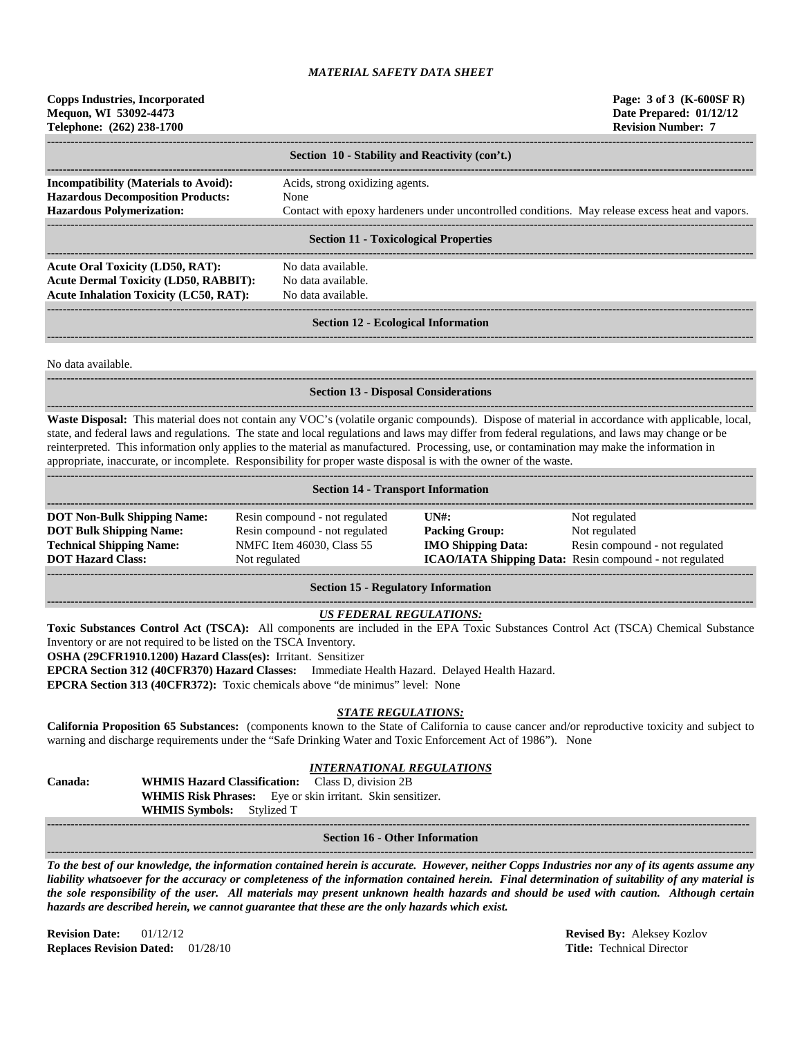## Section 10 - Stability and Reactivity (con't.)

**Incompatibility (Materials to Avoid):** Acids, strong oxidizing agents.
**Hazardous Decomposition Products:** None
**Hazardous Polymerization:** Contact with epoxy hardeners under uncontrolled conditions. May release excess heat and vapors.

## Section 11 - Toxicological Properties

**Acute Oral Toxicity (LD50, RAT):** No data available.
**Acute Dermal Toxicity (LD50, RABBIT):** No data available.
**Acute Inhalation Toxicity (LC50, RAT):** No data available.

## Section 12 - Ecological Information

No data available.

## Section 13 - Disposal Considerations

**Waste Disposal:** This material does not contain any VOC's (volatile organic compounds). Dispose of material in accordance with applicable, local, state, and federal laws and regulations. The state and local regulations and laws may differ from federal regulations, and laws may change or be reinterpreted. This information only applies to the material as manufactured. Processing, use, or contamination may make the information in appropriate, inaccurate, or incomplete. Responsibility for proper waste disposal is with the owner of the waste.

## Section 14 - Transport Information

| | | | |
|---|---|---|---|
| **DOT Non-Bulk Shipping Name:** | Resin compound - not regulated | **UN#:** | Not regulated |
| **DOT Bulk Shipping Name:** | Resin compound - not regulated | **Packing Group:** | Not regulated |
| **Technical Shipping Name:** | NMFC Item 46030, Class 55 | **IMO Shipping Data:** | Resin compound - not regulated |
| **DOT Hazard Class:** | Not regulated | **ICAO/IATA Shipping Data:** | Resin compound - not regulated |

## Section 15 - Regulatory Information

### *US FEDERAL REGULATIONS:*

**Toxic Substances Control Act (TSCA):** All components are included in the EPA Toxic Substances Control Act (TSCA) Chemical Substance Inventory or are not required to be listed on the TSCA Inventory.
**OSHA (29CFR1910.1200) Hazard Class(es):** Irritant. Sensitizer
**EPCRA Section 312 (40CFR370) Hazard Classes:** Immediate Health Hazard. Delayed Health Hazard.
**EPCRA Section 313 (40CFR372):** Toxic chemicals above "de minimus" level: None

### *STATE REGULATIONS:*

**California Proposition 65 Substances:** (components known to the State of California to cause cancer and/or reproductive toxicity and subject to warning and discharge requirements under the "Safe Drinking Water and Toxic Enforcement Act of 1986"). None

### *INTERNATIONAL REGULATIONS*

**Canada:**
**WHMIS Hazard Classification:** Class D, division 2B
**WHMIS Risk Phrases:** Eye or skin irritant. Skin sensitizer.
**WHMIS Symbols:** Stylized T

## Section 16 - Other Information

***To the best of our knowledge, the information contained herein is accurate. However, neither Copps Industries nor any of its agents assume any liability whatsoever for the accuracy or completeness of the information contained herein. Final determination of suitability of any material is the sole responsibility of the user. All materials may present unknown health hazards and should be used with caution. Although certain hazards are described herein, we cannot guarantee that these are the only hazards which exist.***

**Revision Date:** 01/12/12
**Replaces Revision Dated:** 01/28/10

**Revised By:** Aleksey Kozlov
**Title:** Technical Director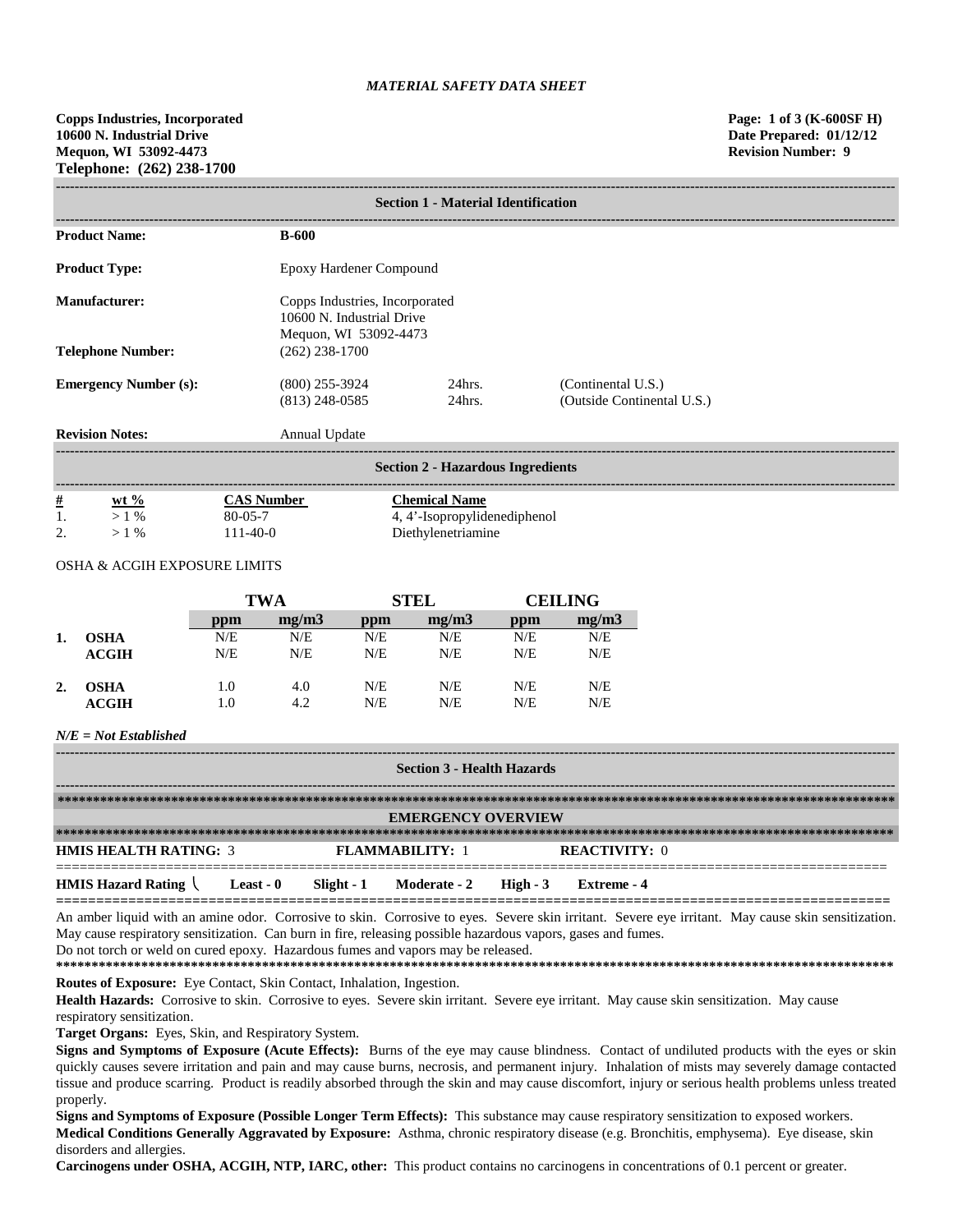*MATERIAL SAFETY DATA SHEET*

**Copps Industries, Incorporated**
**10600 N. Industrial Drive**
**Mequon, WI 53092-4473**
**Telephone: (262) 238-1700**

**Page: 1 of 3 (K-600SF H)**
**Date Prepared: 01/12/12**
**Revision Number: 9**

## Section 1 - Material Identification

| | | | |
|---|---|---|---|
| **Product Name:** | **B-600** | | |
| **Product Type:** | Epoxy Hardener Compound | | |
| **Manufacturer:** | Copps Industries, Incorporated<br>10600 N. Industrial Drive<br>Mequon, WI 53092-4473 | | |
| **Telephone Number:** | (262) 238-1700 | | |
| **Emergency Number (s):** | (800) 255-3924<br>(813) 248-0585 | 24hrs.<br>24hrs. | (Continental U.S.)<br>(Outside Continental U.S.) |
| **Revision Notes:** | Annual Update | | |

## Section 2 - Hazardous Ingredients

| # | wt % | CAS Number | Chemical Name |
|---|---|---|---|
| 1. | > 1 % | 80-05-7 | 4, 4'-Isopropylidenediphenol |
| 2. | > 1 % | 111-40-0 | Diethylenetriamine |

OSHA & ACGIH EXPOSURE LIMITS

| | | TWA | | STEL | | CEILING | |
|---|---|---|---|---|---|---|---|
| | | ppm | mg/m3 | ppm | mg/m3 | ppm | mg/m3 |
| 1. | OSHA | N/E | N/E | N/E | N/E | N/E | N/E |
| | ACGIH | N/E | N/E | N/E | N/E | N/E | N/E |
| 2. | OSHA | 1.0 | 4.0 | N/E | N/E | N/E | N/E |
| | ACGIH | 1.0 | 4.2 | N/E | N/E | N/E | N/E |

***N/E = Not Established***

## Section 3 - Health Hazards

### EMERGENCY OVERVIEW

**HMIS HEALTH RATING:** 3 **FLAMMABILITY:** 1 **REACTIVITY:** 0

**HMIS Hazard Rating** **Least - 0** **Slight - 1** **Moderate - 2** **High - 3** **Extreme - 4**

An amber liquid with an amine odor. Corrosive to skin. Corrosive to eyes. Severe skin irritant. Severe eye irritant. May cause skin sensitization. May cause respiratory sensitization. Can burn in fire, releasing possible hazardous vapors, gases and fumes.
Do not torch or weld on cured epoxy. Hazardous fumes and vapors may be released.

**Routes of Exposure:** Eye Contact, Skin Contact, Inhalation, Ingestion.

**Health Hazards:** Corrosive to skin. Corrosive to eyes. Severe skin irritant. Severe eye irritant. May cause skin sensitization. May cause respiratory sensitization.

**Target Organs:** Eyes, Skin, and Respiratory System.

**Signs and Symptoms of Exposure (Acute Effects):** Burns of the eye may cause blindness. Contact of undiluted products with the eyes or skin quickly causes severe irritation and pain and may cause burns, necrosis, and permanent injury. Inhalation of mists may severely damage contacted tissue and produce scarring. Product is readily absorbed through the skin and may cause discomfort, injury or serious health problems unless treated properly.

**Signs and Symptoms of Exposure (Possible Longer Term Effects):** This substance may cause respiratory sensitization to exposed workers.

**Medical Conditions Generally Aggravated by Exposure:** Asthma, chronic respiratory disease (e.g. Bronchitis, emphysema). Eye disease, skin disorders and allergies.

**Carcinogens under OSHA, ACGIH, NTP, IARC, other:** This product contains no carcinogens in concentrations of 0.1 percent or greater.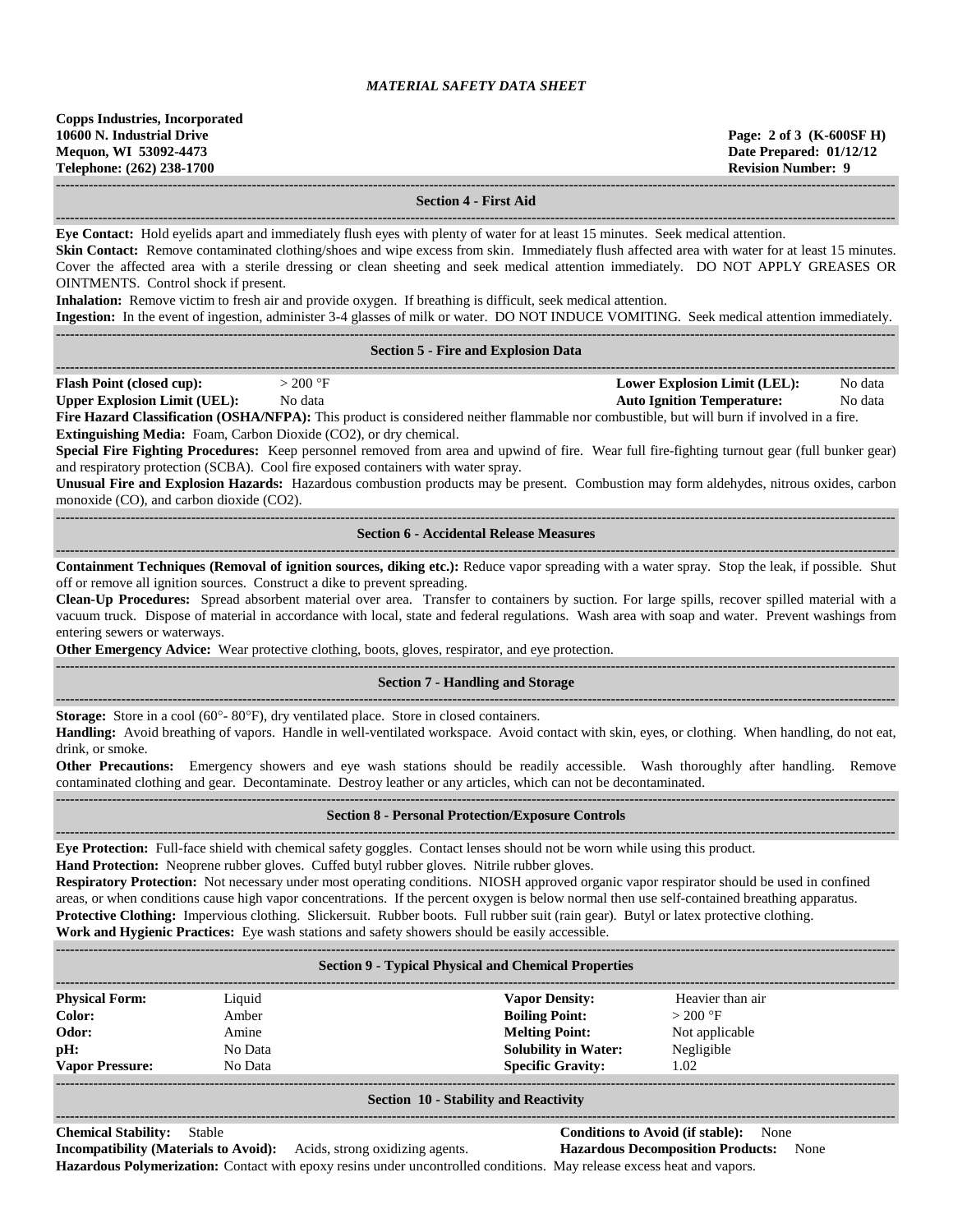*MATERIAL SAFETY DATA SHEET*

**Copps Industries, Incorporated**
**10600 N. Industrial Drive**
**Mequon, WI 53092-4473**
**Telephone: (262) 238-1700**

**Page: 2 of 3 (K-600SF H)**
**Date Prepared: 01/12/12**
**Revision Number: 9**

## Section 4 - First Aid

**Eye Contact:** Hold eyelids apart and immediately flush eyes with plenty of water for at least 15 minutes. Seek medical attention.
**Skin Contact:** Remove contaminated clothing/shoes and wipe excess from skin. Immediately flush affected area with water for at least 15 minutes. Cover the affected area with a sterile dressing or clean sheeting and seek medical attention immediately. DO NOT APPLY GREASES OR OINTMENTS. Control shock if present.
**Inhalation:** Remove victim to fresh air and provide oxygen. If breathing is difficult, seek medical attention.
**Ingestion:** In the event of ingestion, administer 3-4 glasses of milk or water. DO NOT INDUCE VOMITING. Seek medical attention immediately.

## Section 5 - Fire and Explosion Data

| | | | |
|---|---|---|---|
| **Flash Point (closed cup):** | > 200 °F | **Lower Explosion Limit (LEL):** | No data |
| **Upper Explosion Limit (UEL):** | No data | **Auto Ignition Temperature:** | No data |

**Fire Hazard Classification (OSHA/NFPA):** This product is considered neither flammable nor combustible, but will burn if involved in a fire.
**Extinguishing Media:** Foam, Carbon Dioxide ($CO_2$), or dry chemical.
**Special Fire Fighting Procedures:** Keep personnel removed from area and upwind of fire. Wear full fire-fighting turnout gear (full bunker gear) and respiratory protection (SCBA). Cool fire exposed containers with water spray.
**Unusual Fire and Explosion Hazards:** Hazardous combustion products may be present. Combustion may form aldehydes, nitrous oxides, carbon monoxide (CO), and carbon dioxide ($CO_2$).

## Section 6 - Accidental Release Measures

**Containment Techniques (Removal of ignition sources, diking etc.):** Reduce vapor spreading with a water spray. Stop the leak, if possible. Shut off or remove all ignition sources. Construct a dike to prevent spreading.
**Clean-Up Procedures:** Spread absorbent material over area. Transfer to containers by suction. For large spills, recover spilled material with a vacuum truck. Dispose of material in accordance with local, state and federal regulations. Wash area with soap and water. Prevent washings from entering sewers or waterways.
**Other Emergency Advice:** Wear protective clothing, boots, gloves, respirator, and eye protection.

## Section 7 - Handling and Storage

**Storage:** Store in a cool (60°- 80°F), dry ventilated place. Store in closed containers.
**Handling:** Avoid breathing of vapors. Handle in well-ventilated workspace. Avoid contact with skin, eyes, or clothing. When handling, do not eat, drink, or smoke.
**Other Precautions:** Emergency showers and eye wash stations should be readily accessible. Wash thoroughly after handling. Remove contaminated clothing and gear. Decontaminate. Destroy leather or any articles, which can not be decontaminated.

## Section 8 - Personal Protection/Exposure Controls

**Eye Protection:** Full-face shield with chemical safety goggles. Contact lenses should not be worn while using this product.
**Hand Protection:** Neoprene rubber gloves. Cuffed butyl rubber gloves. Nitrile rubber gloves.
**Respiratory Protection:** Not necessary under most operating conditions. NIOSH approved organic vapor respirator should be used in confined areas, or when conditions cause high vapor concentrations. If the percent oxygen is below normal then use self-contained breathing apparatus.
**Protective Clothing:** Impervious clothing. Slickersuit. Rubber boots. Full rubber suit (rain gear). Butyl or latex protective clothing.
**Work and Hygienic Practices:** Eye wash stations and safety showers should be easily accessible.

## Section 9 - Typical Physical and Chemical Properties

| | | | |
|---|---|---|---|
| **Physical Form:** | Liquid | **Vapor Density:** | Heavier than air |
| **Color:** | Amber | **Boiling Point:** | > 200 °F |
| **Odor:** | Amine | **Melting Point:** | Not applicable |
| **pH:** | No Data | **Solubility in Water:** | Negligible |
| **Vapor Pressure:** | No Data | **Specific Gravity:** | 1.02 |

## Section 10 - Stability and Reactivity

**Chemical Stability:** Stable
**Conditions to Avoid (if stable):** None
**Incompatibility (Materials to Avoid):** Acids, strong oxidizing agents.
**Hazardous Decomposition Products:** None
**Hazardous Polymerization:** Contact with epoxy resins under uncontrolled conditions. May release excess heat and vapors.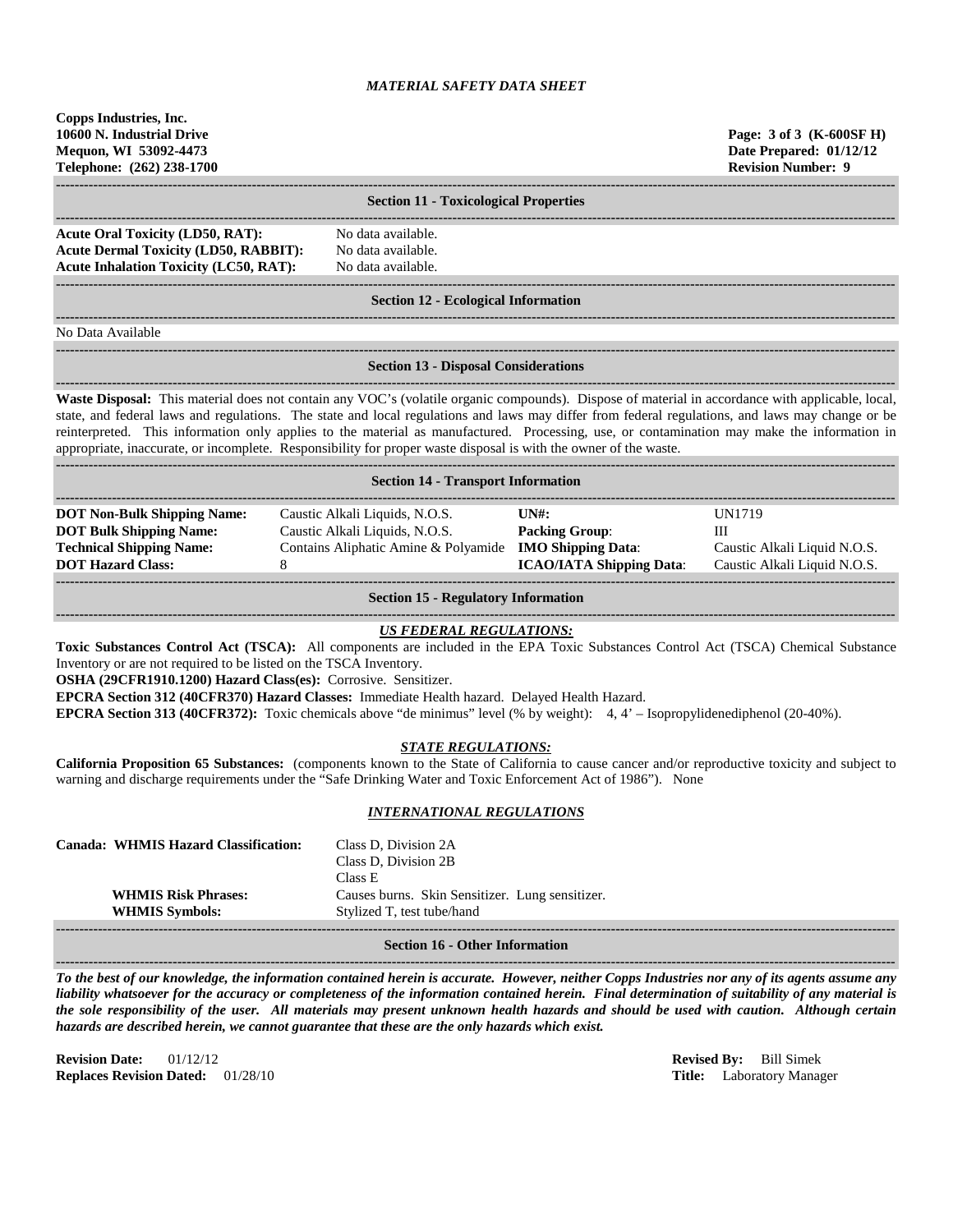*MATERIAL SAFETY DATA SHEET*

**Copps Industries, Inc.**
**10600 N. Industrial Drive**
**Mequon, WI 53092-4473**
**Telephone: (262) 238-1700**

**Page: 3 of 3 (K-600SF H)**
**Date Prepared: 01/12/12**
**Revision Number: 9**

## Section 11 - Toxicological Properties

| | |
|---|---|
| **Acute Oral Toxicity (LD50, RAT):** | No data available. |
| **Acute Dermal Toxicity (LD50, RABBIT):** | No data available. |
| **Acute Inhalation Toxicity (LC50, RAT):** | No data available. |

## Section 12 - Ecological Information

No Data Available

## Section 13 - Disposal Considerations

**Waste Disposal:** This material does not contain any VOC's (volatile organic compounds). Dispose of material in accordance with applicable, local, state, and federal laws and regulations. The state and local regulations and laws may differ from federal regulations, and laws may change or be reinterpreted. This information only applies to the material as manufactured. Processing, use, or contamination may make the information in appropriate, inaccurate, or incomplete. Responsibility for proper waste disposal is with the owner of the waste.

## Section 14 - Transport Information

| | | | |
|---|---|---|---|
| **DOT Non-Bulk Shipping Name:** | Caustic Alkali Liquids, N.O.S. | **UN#:** | UN1719 |
| **DOT Bulk Shipping Name:** | Caustic Alkali Liquids, N.O.S. | **Packing Group**: | III |
| **Technical Shipping Name:** | Contains Aliphatic Amine & Polyamide | **IMO Shipping Data**: | Caustic Alkali Liquid N.O.S. |
| **DOT Hazard Class:** | 8 | **ICAO/IATA Shipping Data**: | Caustic Alkali Liquid N.O.S. |

## Section 15 - Regulatory Information

### *US FEDERAL REGULATIONS:*

**Toxic Substances Control Act (TSCA):** All components are included in the EPA Toxic Substances Control Act (TSCA) Chemical Substance Inventory or are not required to be listed on the TSCA Inventory.

**OSHA (29CFR1910.1200) Hazard Class(es):** Corrosive. Sensitizer.

**EPCRA Section 312 (40CFR370) Hazard Classes:** Immediate Health hazard. Delayed Health Hazard.

**EPCRA Section 313 (40CFR372):** Toxic chemicals above "de minimus" level (% by weight): 4, 4' – Isopropylidenediphenol (20-40%).

### *STATE REGULATIONS:*

**California Proposition 65 Substances:** (components known to the State of California to cause cancer and/or reproductive toxicity and subject to warning and discharge requirements under the "Safe Drinking Water and Toxic Enforcement Act of 1986"). None

### *INTERNATIONAL REGULATIONS*

| | |
|---|---|
| **Canada: WHMIS Hazard Classification:** | Class D, Division 2A<br>Class D, Division 2B<br>Class E |
| **WHMIS Risk Phrases:** | Causes burns. Skin Sensitizer. Lung sensitizer. |
| **WHMIS Symbols:** | Stylized T, test tube/hand |

## Section 16 - Other Information

***To the best of our knowledge, the information contained herein is accurate. However, neither Copps Industries nor any of its agents assume any liability whatsoever for the accuracy or completeness of the information contained herein. Final determination of suitability of any material is the sole responsibility of the user. All materials may present unknown health hazards and should be used with caution. Although certain hazards are described herein, we cannot guarantee that these are the only hazards which exist.***

**Revision Date:** 01/12/12
**Replaces Revision Dated:** 01/28/10

**Revised By:** Bill Simek
**Title:** Laboratory Manager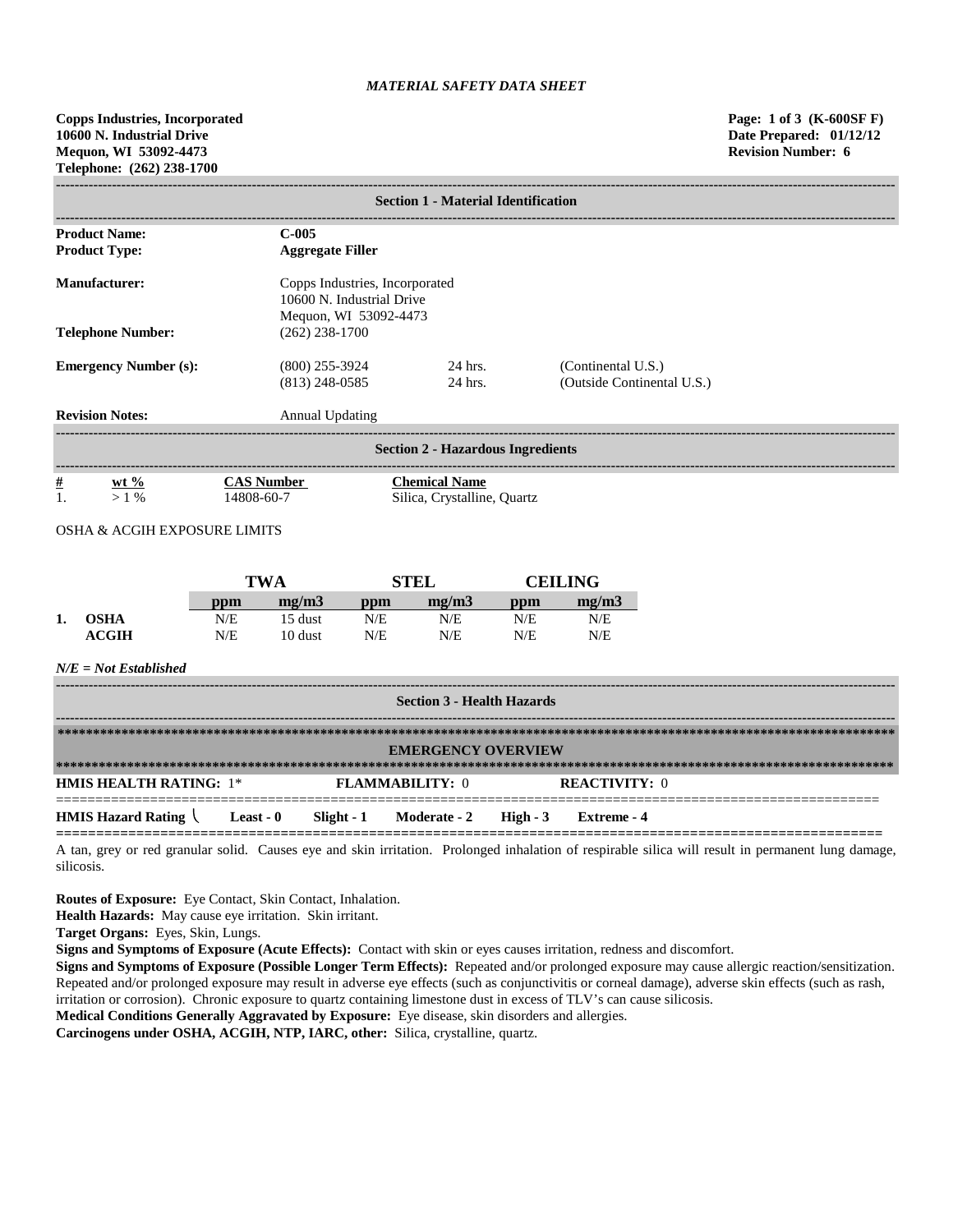*MATERIAL SAFETY DATA SHEET*

**Copps Industries, Incorporated**
**10600 N. Industrial Drive**
**Mequon, WI 53092-4473**
**Telephone: (262) 238-1700**

**Page: 1 of 3 (K-600SF F)**
**Date Prepared: 01/12/12**
**Revision Number: 6**

## Section 1 - Material Identification

| | |
|---|---|
| **Product Name:** | **C-005** |
| **Product Type:** | **Aggregate Filler** |
| **Manufacturer:** | Copps Industries, Incorporated<br>10600 N. Industrial Drive<br>Mequon, WI 53092-4473 |
| **Telephone Number:** | (262) 238-1700 |
| **Emergency Number (s):** | (800) 255-3924 24 hrs. (Continental U.S.)<br>(813) 248-0585 24 hrs. (Outside Continental U.S.) |
| **Revision Notes:** | Annual Updating |

## Section 2 - Hazardous Ingredients

| # | wt % | CAS Number | Chemical Name |
|---|---|---|---|
| 1. | > 1 % | 14808-60-7 | Silica, Crystalline, Quartz |

OSHA & ACGIH EXPOSURE LIMITS

| | | TWA | | STEL | | CEILING | |
|---|---|---|---|---|---|---|---|
| | | ppm | mg/m3 | ppm | mg/m3 | ppm | mg/m3 |
| 1. | OSHA | N/E | 15 dust | N/E | N/E | N/E | N/E |
| | ACGIH | N/E | 10 dust | N/E | N/E | N/E | N/E |

*N/E = Not Established*

## Section 3 - Health Hazards

### EMERGENCY OVERVIEW

**HMIS HEALTH RATING:** 1* **FLAMMABILITY:** 0 **REACTIVITY:** 0

**HMIS Hazard Rating** \ **Least - 0** **Slight - 1** **Moderate - 2** **High - 3** **Extreme - 4**

A tan, grey or red granular solid. Causes eye and skin irritation. Prolonged inhalation of respirable silica will result in permanent lung damage, silicosis.

**Routes of Exposure:** Eye Contact, Skin Contact, Inhalation.
**Health Hazards:** May cause eye irritation. Skin irritant.
**Target Organs:** Eyes, Skin, Lungs.
**Signs and Symptoms of Exposure (Acute Effects):** Contact with skin or eyes causes irritation, redness and discomfort.
**Signs and Symptoms of Exposure (Possible Longer Term Effects):** Repeated and/or prolonged exposure may cause allergic reaction/sensitization. Repeated and/or prolonged exposure may result in adverse eye effects (such as conjunctivitis or corneal damage), adverse skin effects (such as rash, irritation or corrosion). Chronic exposure to quartz containing limestone dust in excess of TLV's can cause silicosis.
**Medical Conditions Generally Aggravated by Exposure:** Eye disease, skin disorders and allergies.
**Carcinogens under OSHA, ACGIH, NTP, IARC, other:** Silica, crystalline, quartz.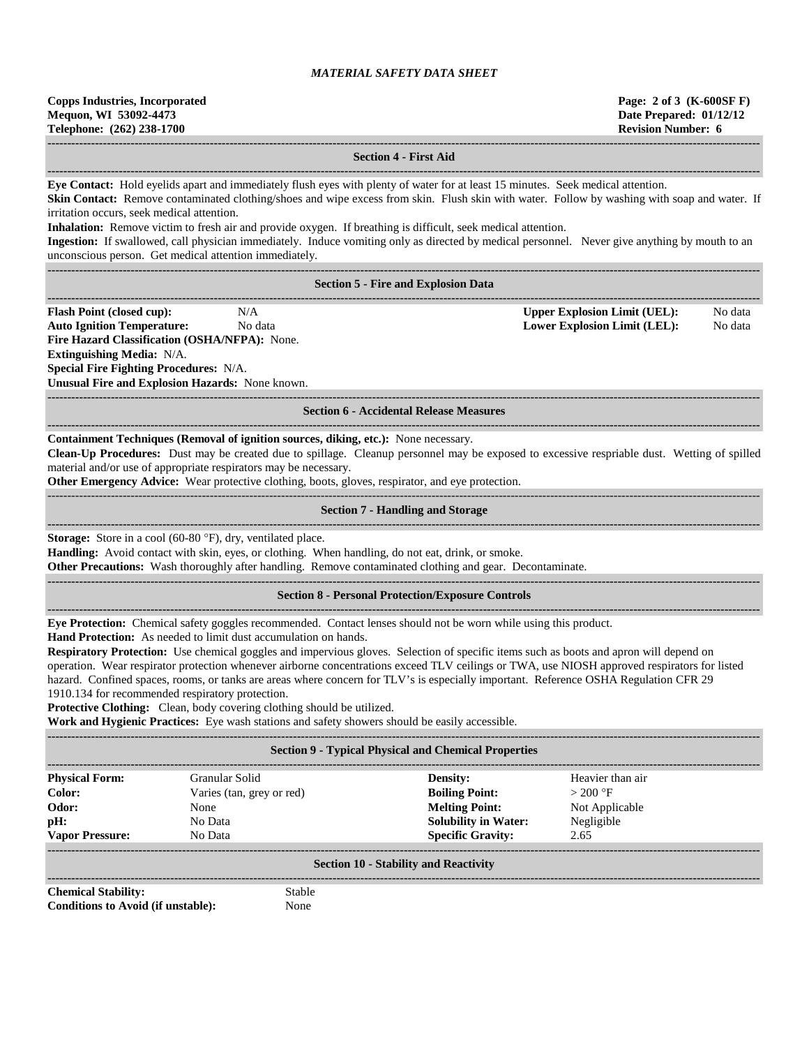## Section 4 - First Aid

**Eye Contact:** Hold eyelids apart and immediately flush eyes with plenty of water for at least 15 minutes. Seek medical attention.

**Skin Contact:** Remove contaminated clothing/shoes and wipe excess from skin. Flush skin with water. Follow by washing with soap and water. If irritation occurs, seek medical attention.

**Inhalation:** Remove victim to fresh air and provide oxygen. If breathing is difficult, seek medical attention.

**Ingestion:** If swallowed, call physician immediately. Induce vomiting only as directed by medical personnel. Never give anything by mouth to an unconscious person. Get medical attention immediately.

## Section 5 - Fire and Explosion Data

| | | | |
|---|---|---|---|
| **Flash Point (closed cup):** | N/A | **Upper Explosion Limit (UEL):** | No data |
| **Auto Ignition Temperature:** | No data | **Lower Explosion Limit (LEL):** | No data |

**Fire Hazard Classification (OSHA/NFPA):** None.

**Extinguishing Media:** N/A.

**Special Fire Fighting Procedures:** N/A.

**Unusual Fire and Explosion Hazards:** None known.

## Section 6 - Accidental Release Measures

**Containment Techniques (Removal of ignition sources, diking, etc.):** None necessary.

**Clean-Up Procedures:** Dust may be created due to spillage. Cleanup personnel may be exposed to excessive respriable dust. Wetting of spilled material and/or use of appropriate respirators may be necessary.

**Other Emergency Advice:** Wear protective clothing, boots, gloves, respirator, and eye protection.

## Section 7 - Handling and Storage

**Storage:** Store in a cool (60-80 °F), dry, ventilated place.

**Handling:** Avoid contact with skin, eyes, or clothing. When handling, do not eat, drink, or smoke.

**Other Precautions:** Wash thoroughly after handling. Remove contaminated clothing and gear. Decontaminate.

## Section 8 - Personal Protection/Exposure Controls

**Eye Protection:** Chemical safety goggles recommended. Contact lenses should not be worn while using this product.

**Hand Protection:** As needed to limit dust accumulation on hands.

**Respiratory Protection:** Use chemical goggles and impervious gloves. Selection of specific items such as boots and apron will depend on operation. Wear respirator protection whenever airborne concentrations exceed TLV ceilings or TWA, use NIOSH approved respirators for listed hazard. Confined spaces, rooms, or tanks are areas where concern for TLV's is especially important. Reference OSHA Regulation CFR 29 1910.134 for recommended respiratory protection.

**Protective Clothing:** Clean, body covering clothing should be utilized.

**Work and Hygienic Practices:** Eye wash stations and safety showers should be easily accessible.

## Section 9 - Typical Physical and Chemical Properties

| | | | |
|---|---|---|---|
| **Physical Form:** | Granular Solid | **Density:** | Heavier than air |
| **Color:** | Varies (tan, grey or red) | **Boiling Point:** | > 200 °F |
| **Odor:** | None | **Melting Point:** | Not Applicable |
| **pH:** | No Data | **Solubility in Water:** | Negligible |
| **Vapor Pressure:** | No Data | **Specific Gravity:** | 2.65 |

## Section 10 - Stability and Reactivity

| | |
|---|---|
| **Chemical Stability:** | Stable |
| **Conditions to Avoid (if unstable):** | None |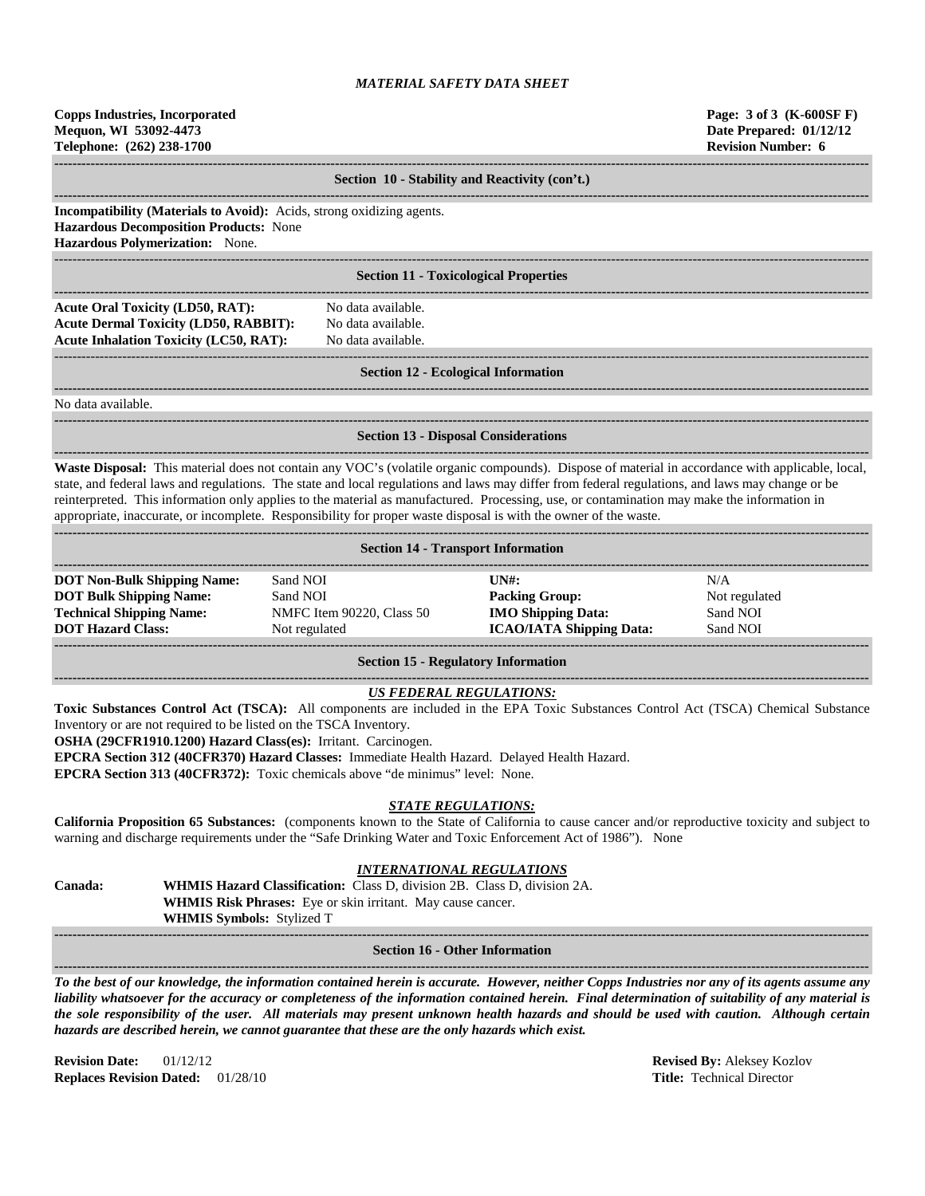### Section 10 - Stability and Reactivity (con't.)

**Incompatibility (Materials to Avoid):** Acids, strong oxidizing agents.
**Hazardous Decomposition Products:** None
**Hazardous Polymerization:** None.

### Section 11 - Toxicological Properties

| | |
|---|---|
| **Acute Oral Toxicity (LD50, RAT):** | No data available. |
| **Acute Dermal Toxicity (LD50, RABBIT):** | No data available. |
| **Acute Inhalation Toxicity (LC50, RAT):** | No data available. |

### Section 12 - Ecological Information

No data available.

### Section 13 - Disposal Considerations

**Waste Disposal:** This material does not contain any VOC's (volatile organic compounds). Dispose of material in accordance with applicable, local, state, and federal laws and regulations. The state and local regulations and laws may differ from federal regulations, and laws may change or be reinterpreted. This information only applies to the material as manufactured. Processing, use, or contamination may make the information in appropriate, inaccurate, or incomplete. Responsibility for proper waste disposal is with the owner of the waste.

### Section 14 - Transport Information

| | | | |
|---|---|---|---|
| **DOT Non-Bulk Shipping Name:** | Sand NOI | **UN#:** | N/A |
| **DOT Bulk Shipping Name:** | Sand NOI | **Packing Group:** | Not regulated |
| **Technical Shipping Name:** | NMFC Item 90220, Class 50 | **IMO Shipping Data:** | Sand NOI |
| **DOT Hazard Class:** | Not regulated | **ICAO/IATA Shipping Data:** | Sand NOI |

### Section 15 - Regulatory Information

***US FEDERAL REGULATIONS:***

**Toxic Substances Control Act (TSCA):** All components are included in the EPA Toxic Substances Control Act (TSCA) Chemical Substance Inventory or are not required to be listed on the TSCA Inventory.
**OSHA (29CFR1910.1200) Hazard Class(es):** Irritant. Carcinogen.
**EPCRA Section 312 (40CFR370) Hazard Classes:** Immediate Health Hazard. Delayed Health Hazard.
**EPCRA Section 313 (40CFR372):** Toxic chemicals above "de minimus" level: None.

***STATE REGULATIONS:***

**California Proposition 65 Substances:** (components known to the State of California to cause cancer and/or reproductive toxicity and subject to warning and discharge requirements under the "Safe Drinking Water and Toxic Enforcement Act of 1986"). None

***INTERNATIONAL REGULATIONS***

**Canada:**
**WHMIS Hazard Classification:** Class D, division 2B. Class D, division 2A.
**WHMIS Risk Phrases:** Eye or skin irritant. May cause cancer.
**WHMIS Symbols:** Stylized T

### Section 16 - Other Information

***To the best of our knowledge, the information contained herein is accurate. However, neither Copps Industries nor any of its agents assume any liability whatsoever for the accuracy or completeness of the information contained herein. Final determination of suitability of any material is the sole responsibility of the user. All materials may present unknown health hazards and should be used with caution. Although certain hazards are described herein, we cannot guarantee that these are the only hazards which exist.***

**Revision Date:** 01/12/12
**Replaces Revision Dated:** 01/28/10

**Revised By:** Aleksey Kozlov
**Title:** Technical Director